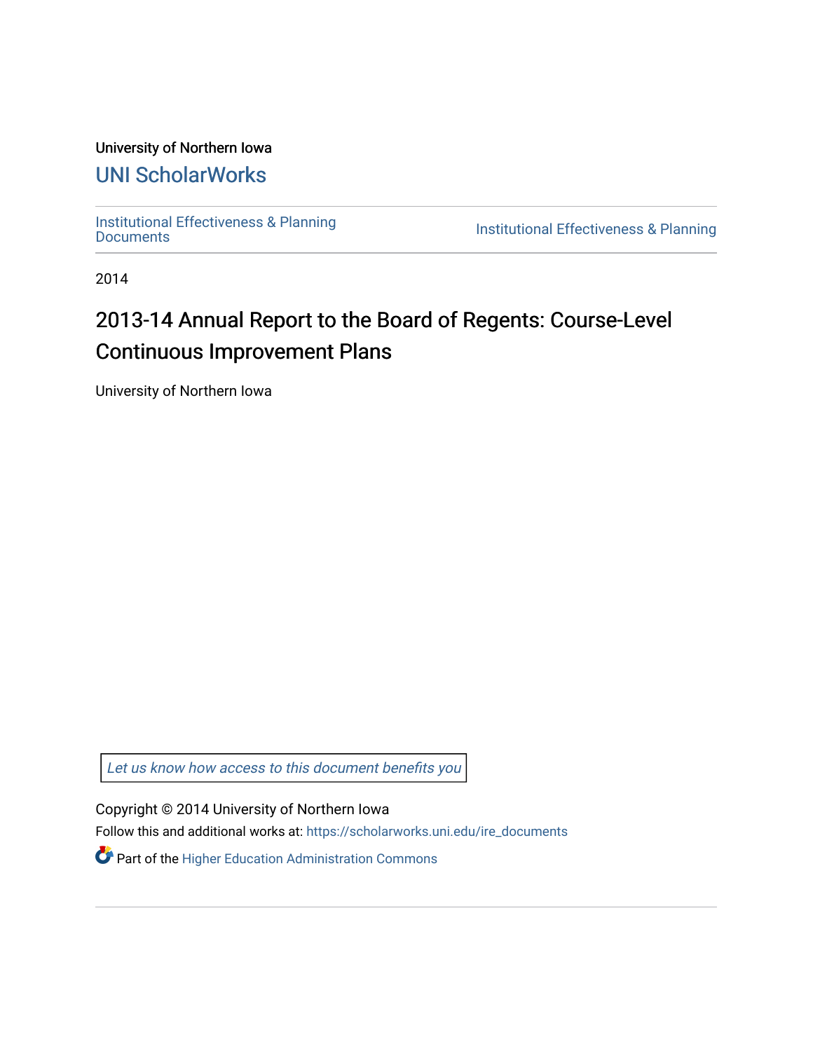University of Northern Iowa

UNI ScholarWorks

Institutional Effectiveness & Planning Documents | Institutional Effectiveness & Planning

2014

# 2013-14 Annual Report to the Board of Regents: Course-Level Continuous Improvement Plans

University of Northern Iowa

*Let us know how access to this document benefits you*

Copyright © 2014 University of Northern Iowa

Follow this and additional works at: https://scholarworks.uni.edu/ire_documents

Part of the Higher Education Administration Commons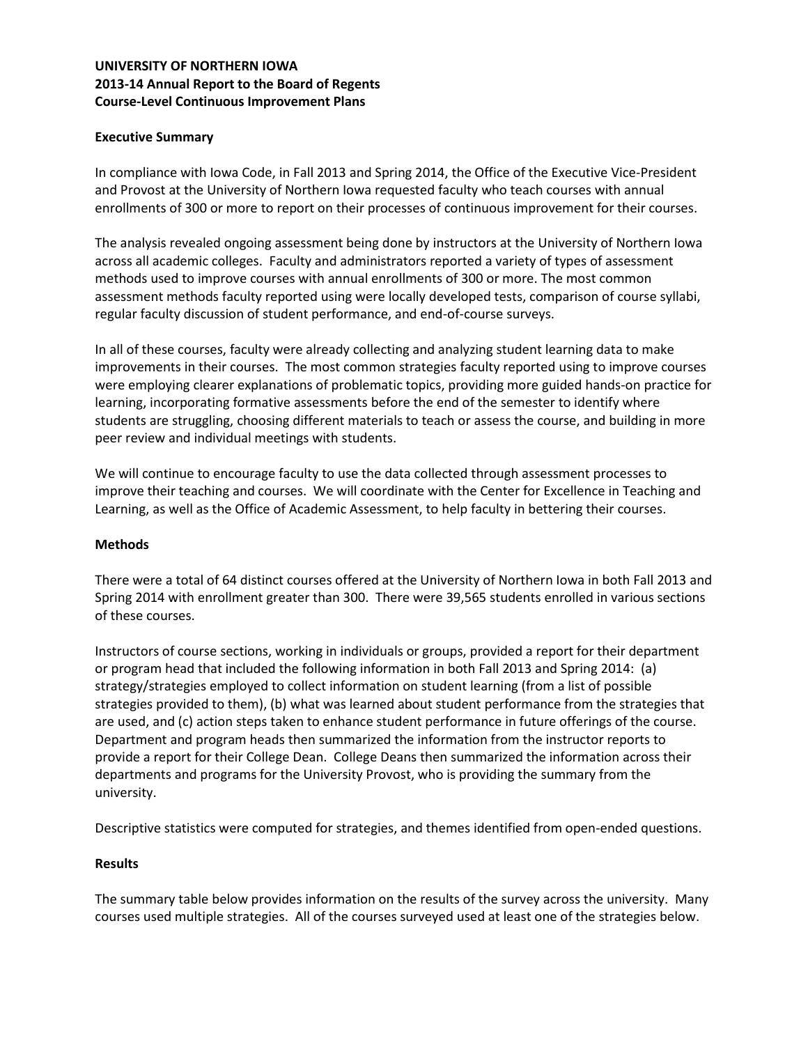**UNIVERSITY OF NORTHERN IOWA**
**2013-14 Annual Report to the Board of Regents**
**Course-Level Continuous Improvement Plans**

**Executive Summary**

In compliance with Iowa Code, in Fall 2013 and Spring 2014, the Office of the Executive Vice-President and Provost at the University of Northern Iowa requested faculty who teach courses with annual enrollments of 300 or more to report on their processes of continuous improvement for their courses.

The analysis revealed ongoing assessment being done by instructors at the University of Northern Iowa across all academic colleges. Faculty and administrators reported a variety of types of assessment methods used to improve courses with annual enrollments of 300 or more. The most common assessment methods faculty reported using were locally developed tests, comparison of course syllabi, regular faculty discussion of student performance, and end-of-course surveys.

In all of these courses, faculty were already collecting and analyzing student learning data to make improvements in their courses. The most common strategies faculty reported using to improve courses were employing clearer explanations of problematic topics, providing more guided hands-on practice for learning, incorporating formative assessments before the end of the semester to identify where students are struggling, choosing different materials to teach or assess the course, and building in more peer review and individual meetings with students.

We will continue to encourage faculty to use the data collected through assessment processes to improve their teaching and courses. We will coordinate with the Center for Excellence in Teaching and Learning, as well as the Office of Academic Assessment, to help faculty in bettering their courses.

**Methods**

There were a total of 64 distinct courses offered at the University of Northern Iowa in both Fall 2013 and Spring 2014 with enrollment greater than 300. There were 39,565 students enrolled in various sections of these courses.

Instructors of course sections, working in individuals or groups, provided a report for their department or program head that included the following information in both Fall 2013 and Spring 2014: (a) strategy/strategies employed to collect information on student learning (from a list of possible strategies provided to them), (b) what was learned about student performance from the strategies that are used, and (c) action steps taken to enhance student performance in future offerings of the course. Department and program heads then summarized the information from the instructor reports to provide a report for their College Dean. College Deans then summarized the information across their departments and programs for the University Provost, who is providing the summary from the university.

Descriptive statistics were computed for strategies, and themes identified from open-ended questions.

**Results**

The summary table below provides information on the results of the survey across the university. Many courses used multiple strategies. All of the courses surveyed used at least one of the strategies below.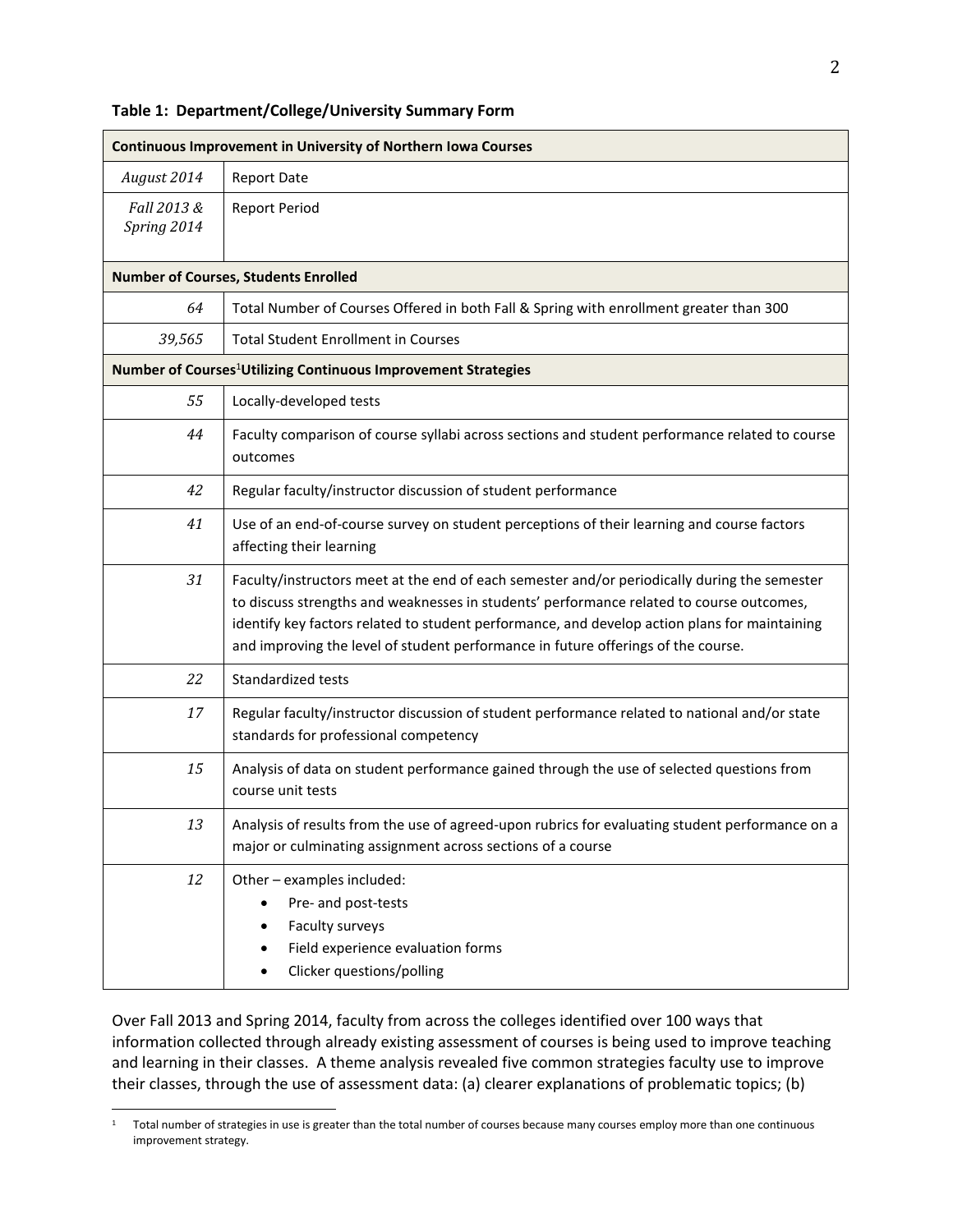**Table 1: Department/College/University Summary Form**

| Continuous Improvement in University of Northern Iowa Courses | |
|---|---|
| *August 2014* | Report Date |
| *Fall 2013 & Spring 2014* | Report Period |
| **Number of Courses, Students Enrolled** | |
| *64* | Total Number of Courses Offered in both Fall & Spring with enrollment greater than 300 |
| *39,565* | Total Student Enrollment in Courses |
| **Number of Courses[1] Utilizing Continuous Improvement Strategies** | |
| *55* | Locally-developed tests |
| *44* | Faculty comparison of course syllabi across sections and student performance related to course outcomes |
| *42* | Regular faculty/instructor discussion of student performance |
| *41* | Use of an end-of-course survey on student perceptions of their learning and course factors affecting their learning |
| *31* | Faculty/instructors meet at the end of each semester and/or periodically during the semester to discuss strengths and weaknesses in students' performance related to course outcomes, identify key factors related to student performance, and develop action plans for maintaining and improving the level of student performance in future offerings of the course. |
| *22* | Standardized tests |
| *17* | Regular faculty/instructor discussion of student performance related to national and/or state standards for professional competency |
| *15* | Analysis of data on student performance gained through the use of selected questions from course unit tests |
| *13* | Analysis of results from the use of agreed-upon rubrics for evaluating student performance on a major or culminating assignment across sections of a course |
| *12* | Other – examples included: <br>• Pre- and post-tests <br>• Faculty surveys <br>• Field experience evaluation forms <br>• Clicker questions/polling |

Over Fall 2013 and Spring 2014, faculty from across the colleges identified over 100 ways that information collected through already existing assessment of courses is being used to improve teaching and learning in their classes. A theme analysis revealed five common strategies faculty use to improve their classes, through the use of assessment data: (a) clearer explanations of problematic topics; (b)

[1] Total number of strategies in use is greater than the total number of courses because many courses employ more than one continuous improvement strategy.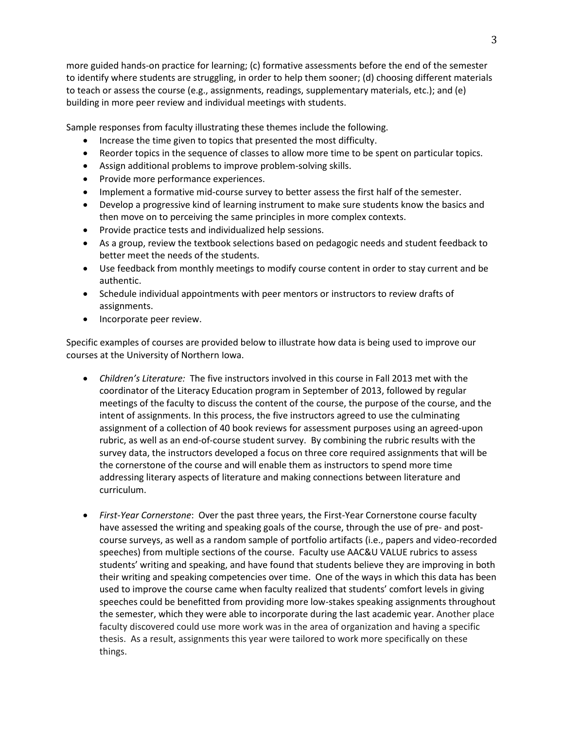more guided hands-on practice for learning; (c) formative assessments before the end of the semester to identify where students are struggling, in order to help them sooner; (d) choosing different materials to teach or assess the course (e.g., assignments, readings, supplementary materials, etc.); and (e) building in more peer review and individual meetings with students.

Sample responses from faculty illustrating these themes include the following.

- Increase the time given to topics that presented the most difficulty.
- Reorder topics in the sequence of classes to allow more time to be spent on particular topics.
- Assign additional problems to improve problem-solving skills.
- Provide more performance experiences.
- Implement a formative mid-course survey to better assess the first half of the semester.
- Develop a progressive kind of learning instrument to make sure students know the basics and then move on to perceiving the same principles in more complex contexts.
- Provide practice tests and individualized help sessions.
- As a group, review the textbook selections based on pedagogic needs and student feedback to better meet the needs of the students.
- Use feedback from monthly meetings to modify course content in order to stay current and be authentic.
- Schedule individual appointments with peer mentors or instructors to review drafts of assignments.
- Incorporate peer review.

Specific examples of courses are provided below to illustrate how data is being used to improve our courses at the University of Northern Iowa.

- *Children's Literature:* The five instructors involved in this course in Fall 2013 met with the coordinator of the Literacy Education program in September of 2013, followed by regular meetings of the faculty to discuss the content of the course, the purpose of the course, and the intent of assignments. In this process, the five instructors agreed to use the culminating assignment of a collection of 40 book reviews for assessment purposes using an agreed-upon rubric, as well as an end-of-course student survey. By combining the rubric results with the survey data, the instructors developed a focus on three core required assignments that will be the cornerstone of the course and will enable them as instructors to spend more time addressing literary aspects of literature and making connections between literature and curriculum.

- *First-Year Cornerstone*: Over the past three years, the First-Year Cornerstone course faculty have assessed the writing and speaking goals of the course, through the use of pre- and post-course surveys, as well as a random sample of portfolio artifacts (i.e., papers and video-recorded speeches) from multiple sections of the course. Faculty use AAC&U VALUE rubrics to assess students' writing and speaking, and have found that students believe they are improving in both their writing and speaking competencies over time. One of the ways in which this data has been used to improve the course came when faculty realized that students' comfort levels in giving speeches could be benefitted from providing more low-stakes speaking assignments throughout the semester, which they were able to incorporate during the last academic year. Another place faculty discovered could use more work was in the area of organization and having a specific thesis. As a result, assignments this year were tailored to work more specifically on these things.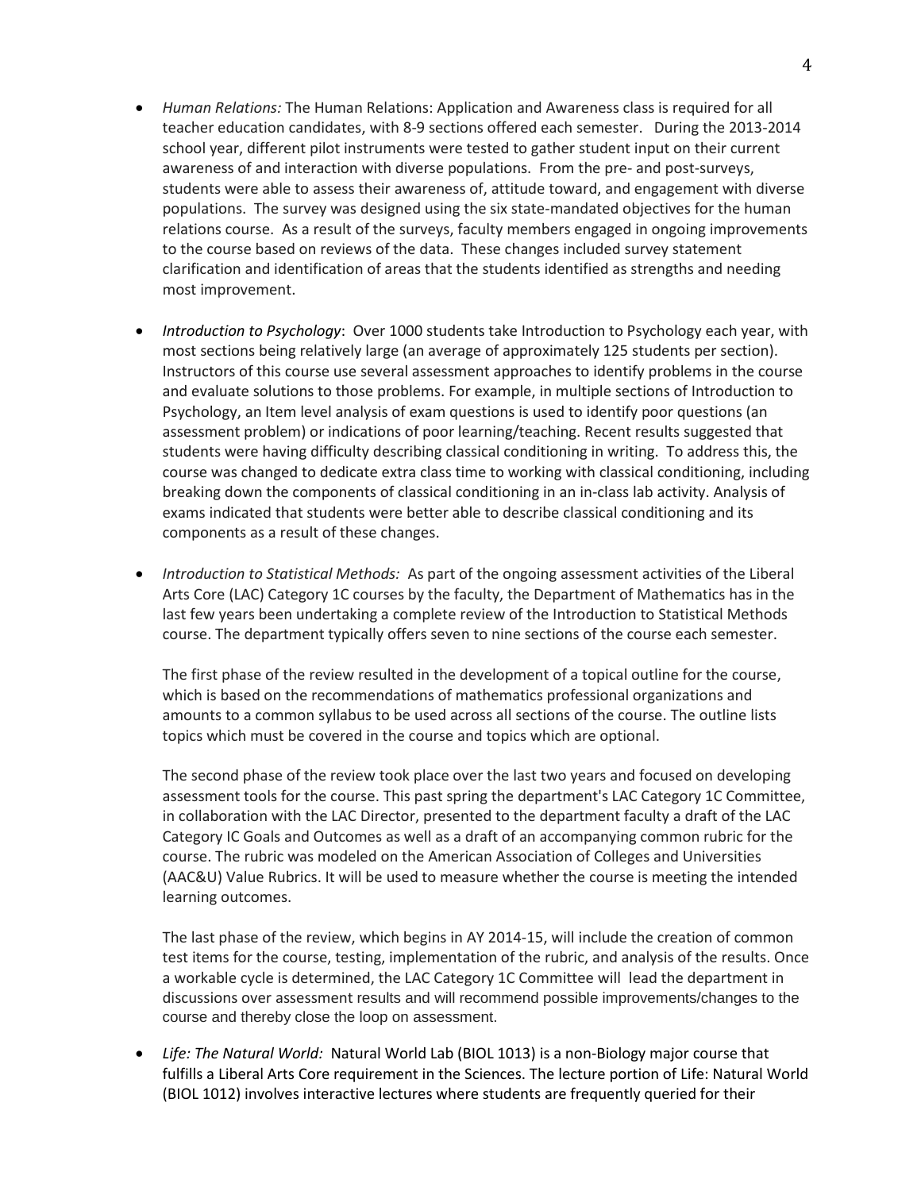- *Human Relations:* The Human Relations: Application and Awareness class is required for all teacher education candidates, with 8-9 sections offered each semester. During the 2013-2014 school year, different pilot instruments were tested to gather student input on their current awareness of and interaction with diverse populations. From the pre- and post-surveys, students were able to assess their awareness of, attitude toward, and engagement with diverse populations. The survey was designed using the six state-mandated objectives for the human relations course. As a result of the surveys, faculty members engaged in ongoing improvements to the course based on reviews of the data. These changes included survey statement clarification and identification of areas that the students identified as strengths and needing most improvement.

- *Introduction to Psychology*: Over 1000 students take Introduction to Psychology each year, with most sections being relatively large (an average of approximately 125 students per section). Instructors of this course use several assessment approaches to identify problems in the course and evaluate solutions to those problems. For example, in multiple sections of Introduction to Psychology, an Item level analysis of exam questions is used to identify poor questions (an assessment problem) or indications of poor learning/teaching. Recent results suggested that students were having difficulty describing classical conditioning in writing. To address this, the course was changed to dedicate extra class time to working with classical conditioning, including breaking down the components of classical conditioning in an in-class lab activity. Analysis of exams indicated that students were better able to describe classical conditioning and its components as a result of these changes.

- *Introduction to Statistical Methods:* As part of the ongoing assessment activities of the Liberal Arts Core (LAC) Category 1C courses by the faculty, the Department of Mathematics has in the last few years been undertaking a complete review of the Introduction to Statistical Methods course. The department typically offers seven to nine sections of the course each semester.

  The first phase of the review resulted in the development of a topical outline for the course, which is based on the recommendations of mathematics professional organizations and amounts to a common syllabus to be used across all sections of the course. The outline lists topics which must be covered in the course and topics which are optional.

  The second phase of the review took place over the last two years and focused on developing assessment tools for the course. This past spring the department's LAC Category 1C Committee, in collaboration with the LAC Director, presented to the department faculty a draft of the LAC Category IC Goals and Outcomes as well as a draft of an accompanying common rubric for the course. The rubric was modeled on the American Association of Colleges and Universities (AAC&U) Value Rubrics. It will be used to measure whether the course is meeting the intended learning outcomes.

  The last phase of the review, which begins in AY 2014-15, will include the creation of common test items for the course, testing, implementation of the rubric, and analysis of the results. Once a workable cycle is determined, the LAC Category 1C Committee will lead the department in discussions over assessment results and will recommend possible improvements/changes to the course and thereby close the loop on assessment.

- *Life: The Natural World:* Natural World Lab (BIOL 1013) is a non-Biology major course that fulfills a Liberal Arts Core requirement in the Sciences. The lecture portion of Life: Natural World (BIOL 1012) involves interactive lectures where students are frequently queried for their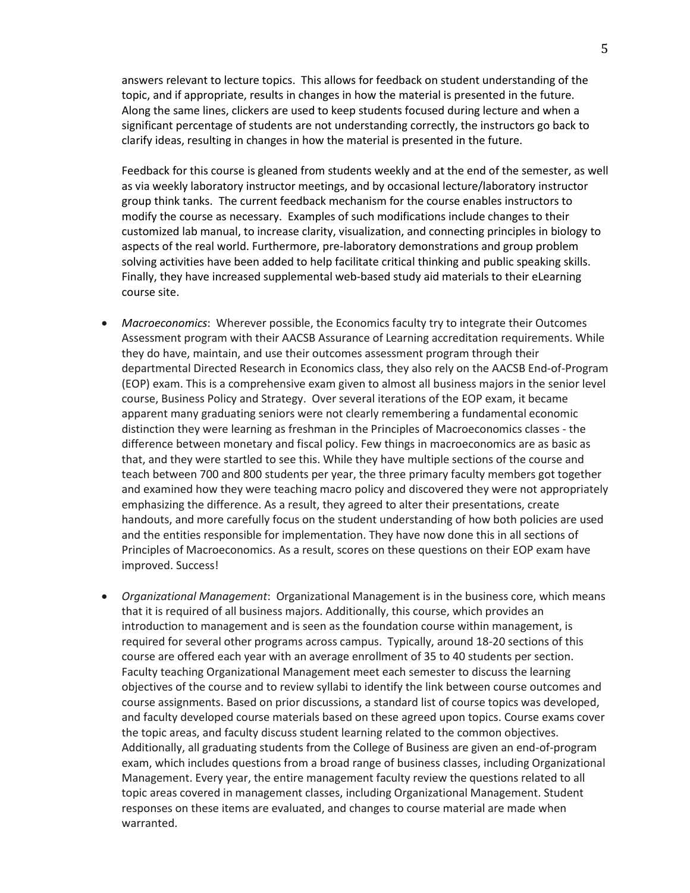answers relevant to lecture topics. This allows for feedback on student understanding of the topic, and if appropriate, results in changes in how the material is presented in the future. Along the same lines, clickers are used to keep students focused during lecture and when a significant percentage of students are not understanding correctly, the instructors go back to clarify ideas, resulting in changes in how the material is presented in the future.

Feedback for this course is gleaned from students weekly and at the end of the semester, as well as via weekly laboratory instructor meetings, and by occasional lecture/laboratory instructor group think tanks. The current feedback mechanism for the course enables instructors to modify the course as necessary. Examples of such modifications include changes to their customized lab manual, to increase clarity, visualization, and connecting principles in biology to aspects of the real world. Furthermore, pre-laboratory demonstrations and group problem solving activities have been added to help facilitate critical thinking and public speaking skills. Finally, they have increased supplemental web-based study aid materials to their eLearning course site.

- *Macroeconomics*: Wherever possible, the Economics faculty try to integrate their Outcomes Assessment program with their AACSB Assurance of Learning accreditation requirements. While they do have, maintain, and use their outcomes assessment program through their departmental Directed Research in Economics class, they also rely on the AACSB End-of-Program (EOP) exam. This is a comprehensive exam given to almost all business majors in the senior level course, Business Policy and Strategy. Over several iterations of the EOP exam, it became apparent many graduating seniors were not clearly remembering a fundamental economic distinction they were learning as freshman in the Principles of Macroeconomics classes - the difference between monetary and fiscal policy. Few things in macroeconomics are as basic as that, and they were startled to see this. While they have multiple sections of the course and teach between 700 and 800 students per year, the three primary faculty members got together and examined how they were teaching macro policy and discovered they were not appropriately emphasizing the difference. As a result, they agreed to alter their presentations, create handouts, and more carefully focus on the student understanding of how both policies are used and the entities responsible for implementation. They have now done this in all sections of Principles of Macroeconomics. As a result, scores on these questions on their EOP exam have improved. Success!

- *Organizational Management*: Organizational Management is in the business core, which means that it is required of all business majors. Additionally, this course, which provides an introduction to management and is seen as the foundation course within management, is required for several other programs across campus. Typically, around 18-20 sections of this course are offered each year with an average enrollment of 35 to 40 students per section. Faculty teaching Organizational Management meet each semester to discuss the learning objectives of the course and to review syllabi to identify the link between course outcomes and course assignments. Based on prior discussions, a standard list of course topics was developed, and faculty developed course materials based on these agreed upon topics. Course exams cover the topic areas, and faculty discuss student learning related to the common objectives. Additionally, all graduating students from the College of Business are given an end-of-program exam, which includes questions from a broad range of business classes, including Organizational Management. Every year, the entire management faculty review the questions related to all topic areas covered in management classes, including Organizational Management. Student responses on these items are evaluated, and changes to course material are made when warranted.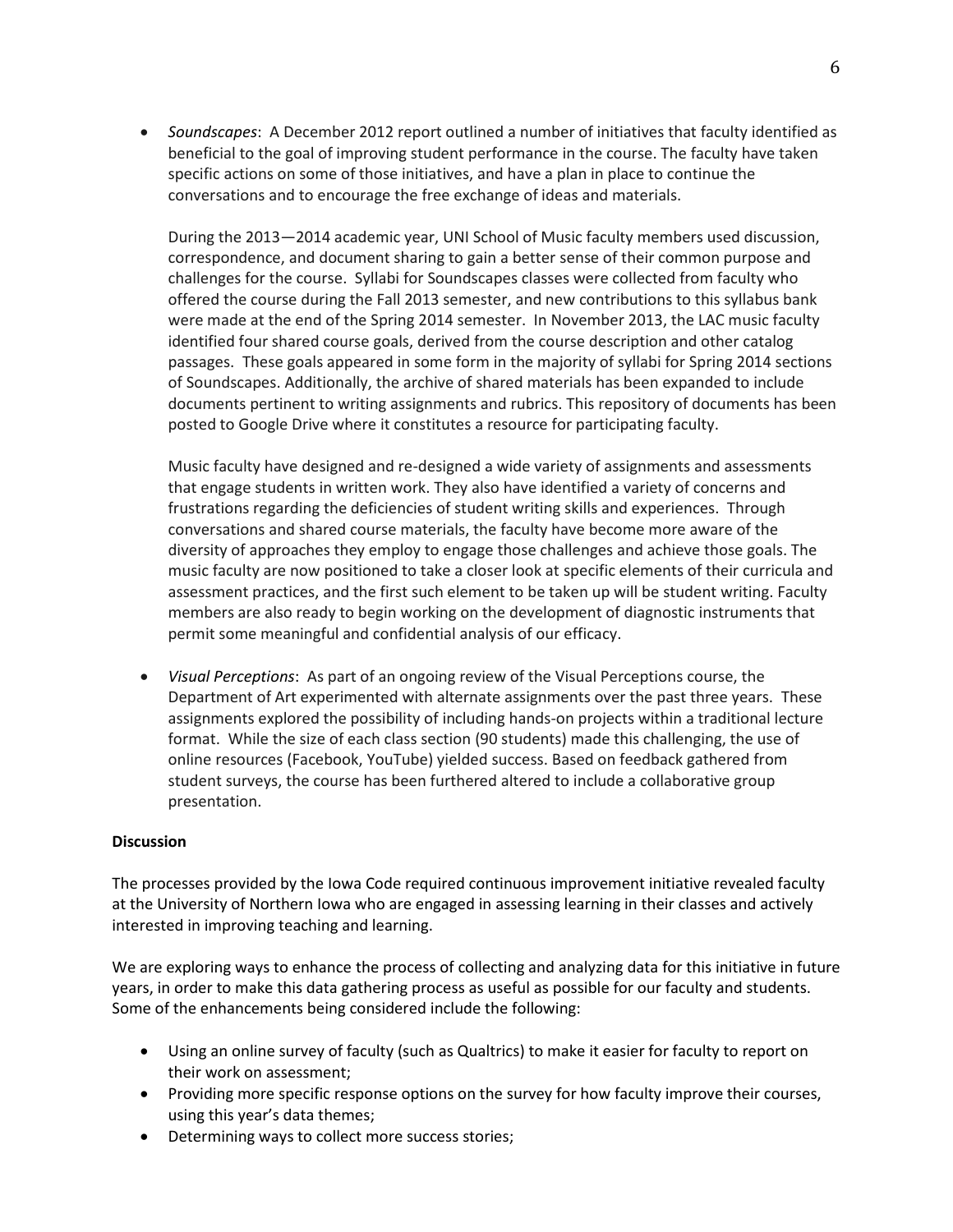- *Soundscapes*: A December 2012 report outlined a number of initiatives that faculty identified as beneficial to the goal of improving student performance in the course. The faculty have taken specific actions on some of those initiatives, and have a plan in place to continue the conversations and to encourage the free exchange of ideas and materials.

  During the 2013—2014 academic year, UNI School of Music faculty members used discussion, correspondence, and document sharing to gain a better sense of their common purpose and challenges for the course. Syllabi for Soundscapes classes were collected from faculty who offered the course during the Fall 2013 semester, and new contributions to this syllabus bank were made at the end of the Spring 2014 semester. In November 2013, the LAC music faculty identified four shared course goals, derived from the course description and other catalog passages. These goals appeared in some form in the majority of syllabi for Spring 2014 sections of Soundscapes. Additionally, the archive of shared materials has been expanded to include documents pertinent to writing assignments and rubrics. This repository of documents has been posted to Google Drive where it constitutes a resource for participating faculty.

  Music faculty have designed and re-designed a wide variety of assignments and assessments that engage students in written work. They also have identified a variety of concerns and frustrations regarding the deficiencies of student writing skills and experiences. Through conversations and shared course materials, the faculty have become more aware of the diversity of approaches they employ to engage those challenges and achieve those goals. The music faculty are now positioned to take a closer look at specific elements of their curricula and assessment practices, and the first such element to be taken up will be student writing. Faculty members are also ready to begin working on the development of diagnostic instruments that permit some meaningful and confidential analysis of our efficacy.

- *Visual Perceptions*: As part of an ongoing review of the Visual Perceptions course, the Department of Art experimented with alternate assignments over the past three years. These assignments explored the possibility of including hands-on projects within a traditional lecture format. While the size of each class section (90 students) made this challenging, the use of online resources (Facebook, YouTube) yielded success. Based on feedback gathered from student surveys, the course has been furthered altered to include a collaborative group presentation.

**Discussion**

The processes provided by the Iowa Code required continuous improvement initiative revealed faculty at the University of Northern Iowa who are engaged in assessing learning in their classes and actively interested in improving teaching and learning.

We are exploring ways to enhance the process of collecting and analyzing data for this initiative in future years, in order to make this data gathering process as useful as possible for our faculty and students. Some of the enhancements being considered include the following:

- Using an online survey of faculty (such as Qualtrics) to make it easier for faculty to report on their work on assessment;
- Providing more specific response options on the survey for how faculty improve their courses, using this year's data themes;
- Determining ways to collect more success stories;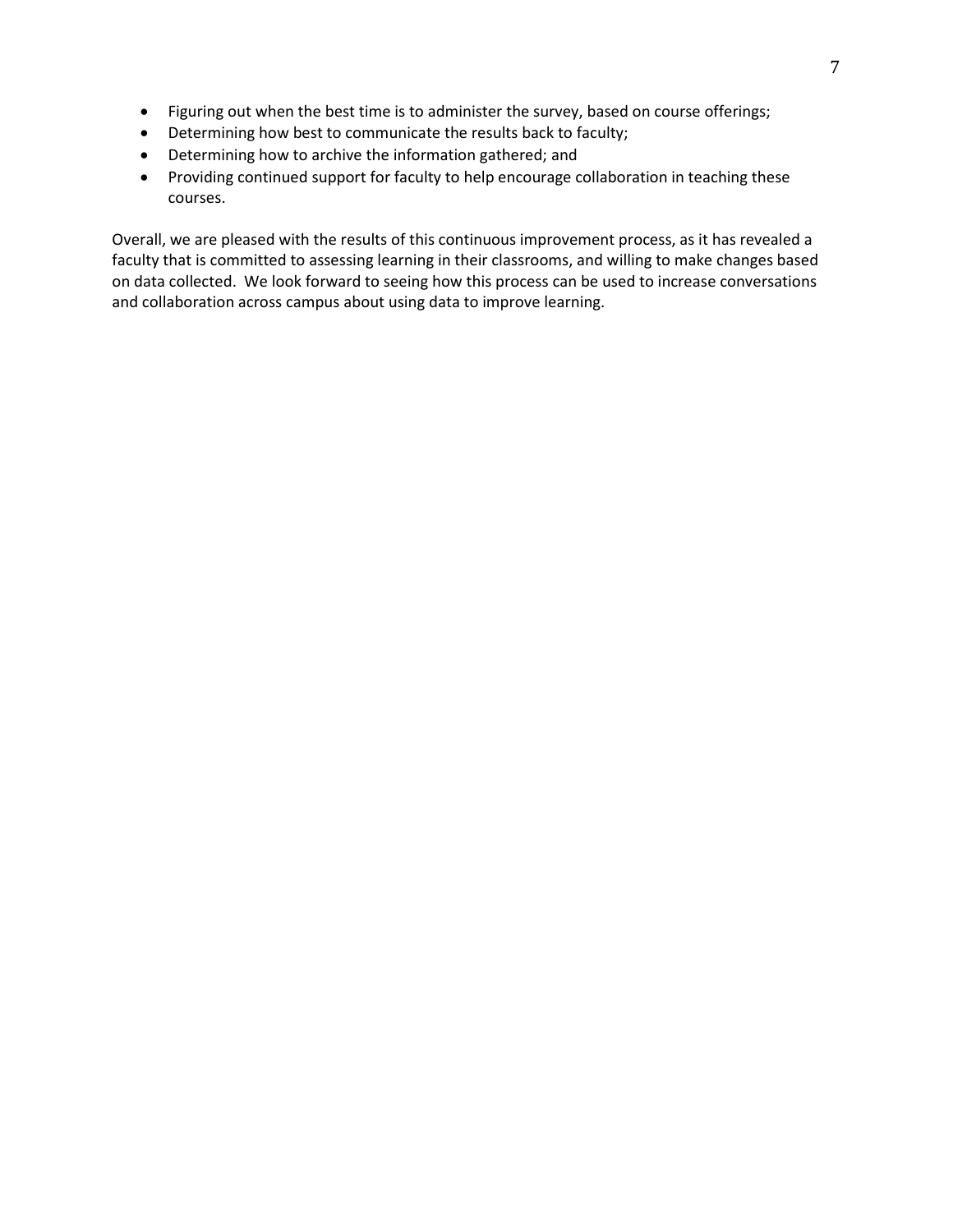- Figuring out when the best time is to administer the survey, based on course offerings;
- Determining how best to communicate the results back to faculty;
- Determining how to archive the information gathered; and
- Providing continued support for faculty to help encourage collaboration in teaching these courses.

Overall, we are pleased with the results of this continuous improvement process, as it has revealed a faculty that is committed to assessing learning in their classrooms, and willing to make changes based on data collected. We look forward to seeing how this process can be used to increase conversations and collaboration across campus about using data to improve learning.